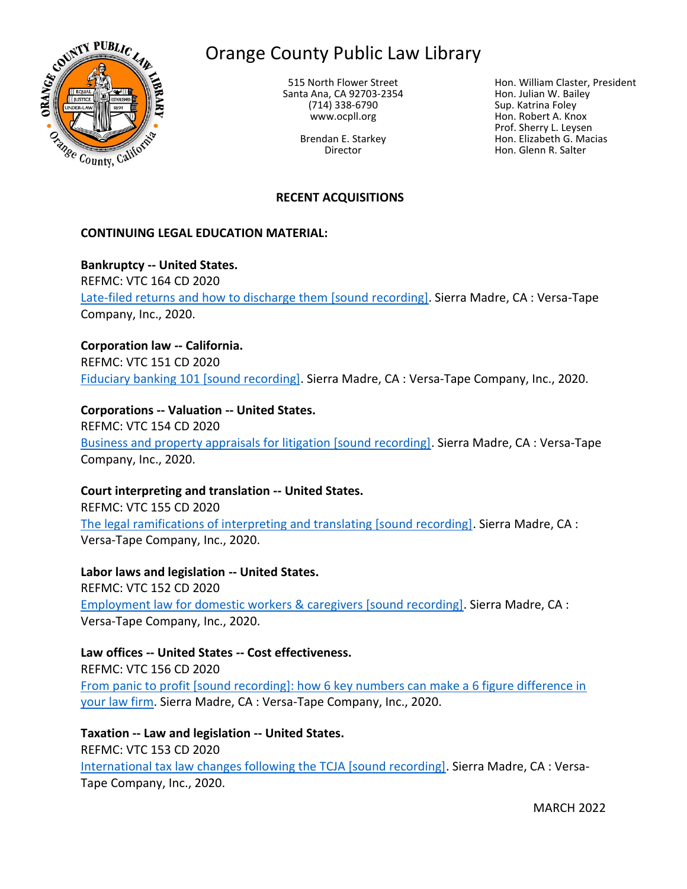# Orange County Public Law Library

515 North Flower Street
Santa Ana, CA 92703-2354
(714) 338-6790
www.ocpll.org

Brendan E. Starkey
Director

Hon. William Claster, President
Hon. Julian W. Bailey
Sup. Katrina Foley
Hon. Robert A. Knox
Prof. Sherry L. Leysen
Hon. Elizabeth G. Macias
Hon. Glenn R. Salter

## RECENT ACQUISITIONS

### CONTINUING LEGAL EDUCATION MATERIAL:

**Bankruptcy -- United States.**
REFMC: VTC 164 CD 2020
Late-filed returns and how to discharge them [sound recording]. Sierra Madre, CA : Versa-Tape Company, Inc., 2020.

**Corporation law -- California.**
REFMC: VTC 151 CD 2020
Fiduciary banking 101 [sound recording]. Sierra Madre, CA : Versa-Tape Company, Inc., 2020.

**Corporations -- Valuation -- United States.**
REFMC: VTC 154 CD 2020
Business and property appraisals for litigation [sound recording]. Sierra Madre, CA : Versa-Tape Company, Inc., 2020.

**Court interpreting and translation -- United States.**
REFMC: VTC 155 CD 2020
The legal ramifications of interpreting and translating [sound recording]. Sierra Madre, CA : Versa-Tape Company, Inc., 2020.

**Labor laws and legislation -- United States.**
REFMC: VTC 152 CD 2020
Employment law for domestic workers & caregivers [sound recording]. Sierra Madre, CA : Versa-Tape Company, Inc., 2020.

**Law offices -- United States -- Cost effectiveness.**
REFMC: VTC 156 CD 2020
From panic to profit [sound recording]: how 6 key numbers can make a 6 figure difference in your law firm. Sierra Madre, CA : Versa-Tape Company, Inc., 2020.

**Taxation -- Law and legislation -- United States.**
REFMC: VTC 153 CD 2020
International tax law changes following the TCJA [sound recording]. Sierra Madre, CA : Versa-Tape Company, Inc., 2020.

MARCH 2022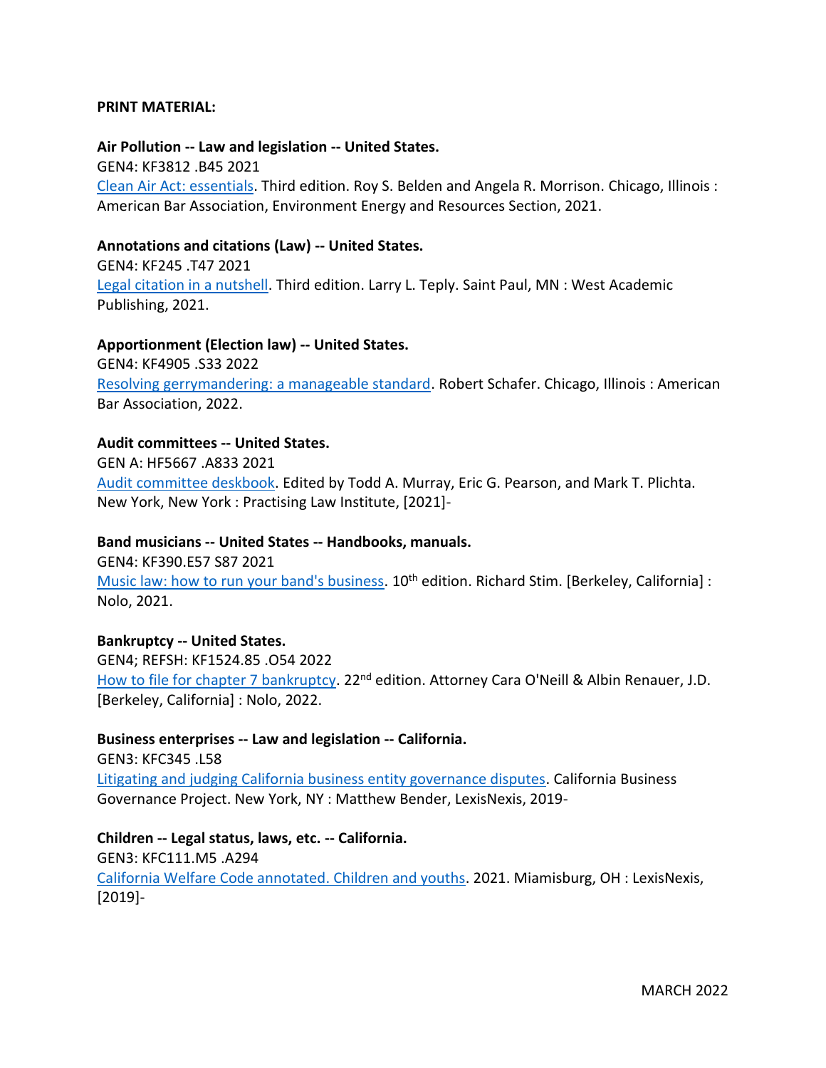**PRINT MATERIAL:**

**Air Pollution -- Law and legislation -- United States.**
GEN4: KF3812 .B45 2021
Clean Air Act: essentials. Third edition. Roy S. Belden and Angela R. Morrison. Chicago, Illinois : American Bar Association, Environment Energy and Resources Section, 2021.

**Annotations and citations (Law) -- United States.**
GEN4: KF245 .T47 2021
Legal citation in a nutshell. Third edition. Larry L. Teply. Saint Paul, MN : West Academic Publishing, 2021.

**Apportionment (Election law) -- United States.**
GEN4: KF4905 .S33 2022
Resolving gerrymandering: a manageable standard. Robert Schafer. Chicago, Illinois : American Bar Association, 2022.

**Audit committees -- United States.**
GEN A: HF5667 .A833 2021
Audit committee deskbook. Edited by Todd A. Murray, Eric G. Pearson, and Mark T. Plichta. New York, New York : Practising Law Institute, [2021]-

**Band musicians -- United States -- Handbooks, manuals.**
GEN4: KF390.E57 S87 2021
Music law: how to run your band's business. 10th edition. Richard Stim. [Berkeley, California] : Nolo, 2021.

**Bankruptcy -- United States.**
GEN4; REFSH: KF1524.85 .O54 2022
How to file for chapter 7 bankruptcy. 22nd edition. Attorney Cara O'Neill & Albin Renauer, J.D. [Berkeley, California] : Nolo, 2022.

**Business enterprises -- Law and legislation -- California.**
GEN3: KFC345 .L58
Litigating and judging California business entity governance disputes. California Business Governance Project. New York, NY : Matthew Bender, LexisNexis, 2019-

**Children -- Legal status, laws, etc. -- California.**
GEN3: KFC111.M5 .A294
California Welfare Code annotated. Children and youths. 2021. Miamisburg, OH : LexisNexis, [2019]-

MARCH 2022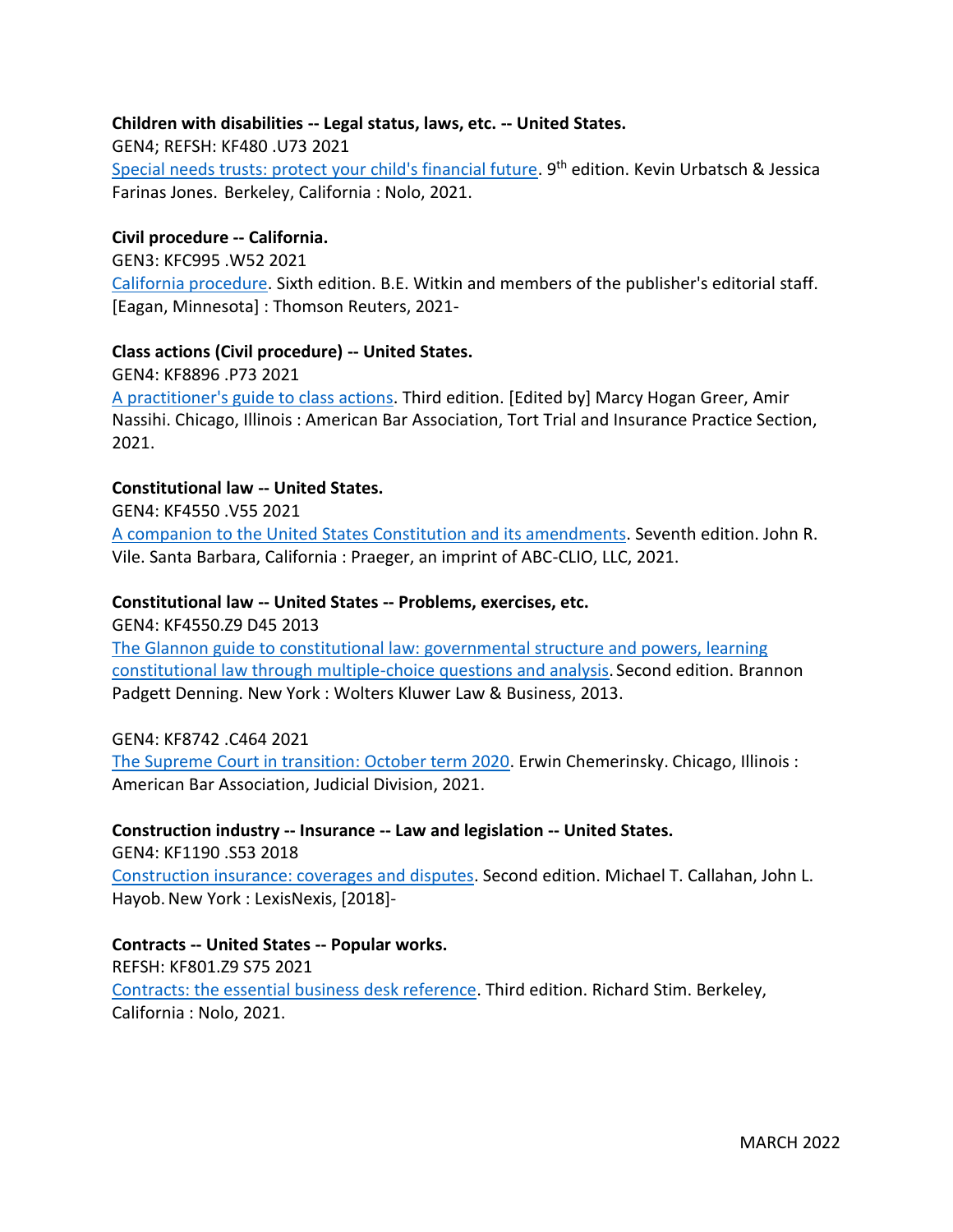**Children with disabilities -- Legal status, laws, etc. -- United States.**
GEN4; REFSH: KF480 .U73 2021
Special needs trusts: protect your child's financial future. 9th edition. Kevin Urbatsch & Jessica Farinas Jones. Berkeley, California : Nolo, 2021.

**Civil procedure -- California.**
GEN3: KFC995 .W52 2021
California procedure. Sixth edition. B.E. Witkin and members of the publisher's editorial staff. [Eagan, Minnesota] : Thomson Reuters, 2021-

**Class actions (Civil procedure) -- United States.**
GEN4: KF8896 .P73 2021
A practitioner's guide to class actions. Third edition. [Edited by] Marcy Hogan Greer, Amir Nassihi. Chicago, Illinois : American Bar Association, Tort Trial and Insurance Practice Section, 2021.

**Constitutional law -- United States.**
GEN4: KF4550 .V55 2021
A companion to the United States Constitution and its amendments. Seventh edition. John R. Vile. Santa Barbara, California : Praeger, an imprint of ABC-CLIO, LLC, 2021.

**Constitutional law -- United States -- Problems, exercises, etc.**
GEN4: KF4550.Z9 D45 2013
The Glannon guide to constitutional law: governmental structure and powers, learning constitutional law through multiple-choice questions and analysis. Second edition. Brannon Padgett Denning. New York : Wolters Kluwer Law & Business, 2013.

GEN4: KF8742 .C464 2021
The Supreme Court in transition: October term 2020. Erwin Chemerinsky. Chicago, Illinois : American Bar Association, Judicial Division, 2021.

**Construction industry -- Insurance -- Law and legislation -- United States.**
GEN4: KF1190 .S53 2018
Construction insurance: coverages and disputes. Second edition. Michael T. Callahan, John L. Hayob. New York : LexisNexis, [2018]-

**Contracts -- United States -- Popular works.**
REFSH: KF801.Z9 S75 2021
Contracts: the essential business desk reference. Third edition. Richard Stim. Berkeley, California : Nolo, 2021.

MARCH 2022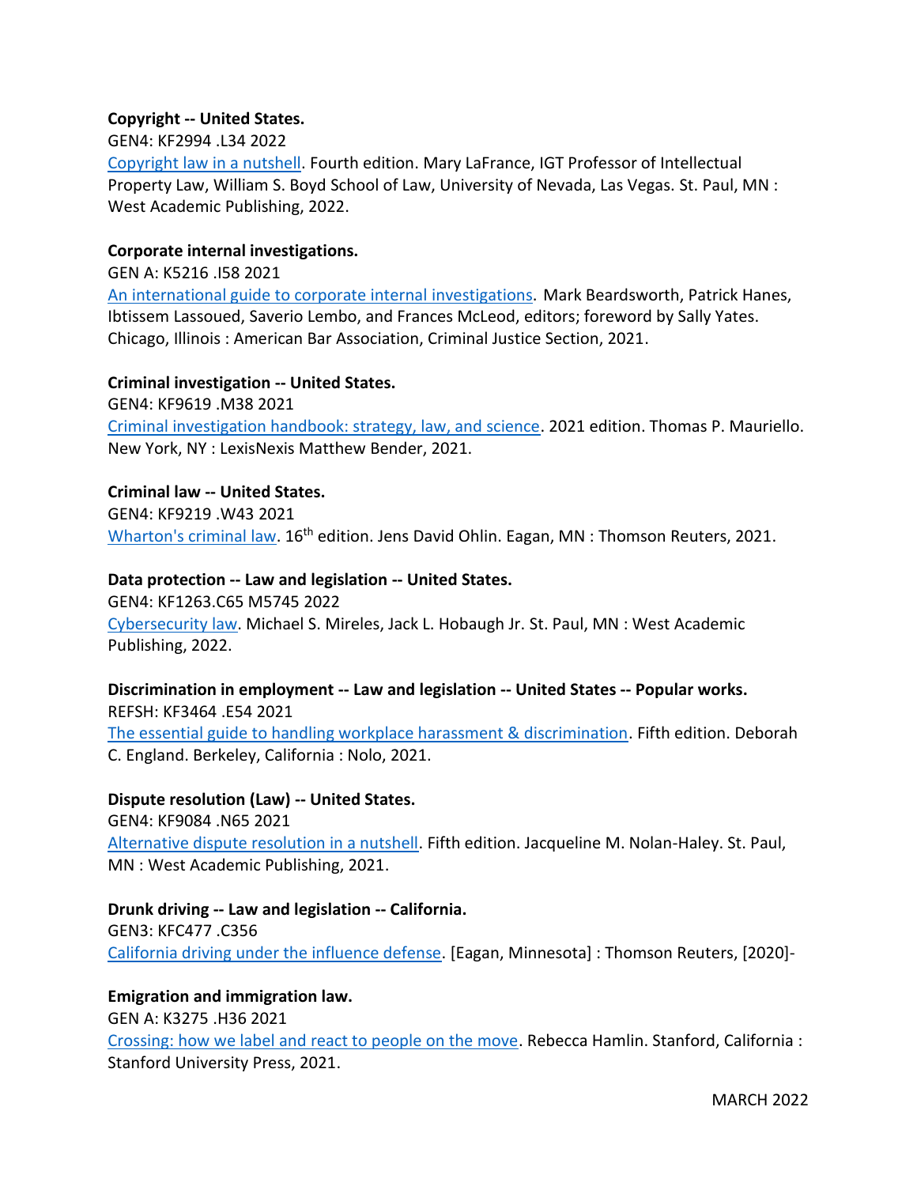**Copyright -- United States.**
GEN4: KF2994 .L34 2022
Copyright law in a nutshell. Fourth edition. Mary LaFrance, IGT Professor of Intellectual Property Law, William S. Boyd School of Law, University of Nevada, Las Vegas. St. Paul, MN : West Academic Publishing, 2022.

**Corporate internal investigations.**
GEN A: K5216 .I58 2021
An international guide to corporate internal investigations. Mark Beardsworth, Patrick Hanes, Ibtissem Lassoued, Saverio Lembo, and Frances McLeod, editors; foreword by Sally Yates. Chicago, Illinois : American Bar Association, Criminal Justice Section, 2021.

**Criminal investigation -- United States.**
GEN4: KF9619 .M38 2021
Criminal investigation handbook: strategy, law, and science. 2021 edition. Thomas P. Mauriello. New York, NY : LexisNexis Matthew Bender, 2021.

**Criminal law -- United States.**
GEN4: KF9219 .W43 2021
Wharton's criminal law. 16th edition. Jens David Ohlin. Eagan, MN : Thomson Reuters, 2021.

**Data protection -- Law and legislation -- United States.**
GEN4: KF1263.C65 M5745 2022
Cybersecurity law. Michael S. Mireles, Jack L. Hobaugh Jr. St. Paul, MN : West Academic Publishing, 2022.

**Discrimination in employment -- Law and legislation -- United States -- Popular works.**
REFSH: KF3464 .E54 2021
The essential guide to handling workplace harassment & discrimination. Fifth edition. Deborah C. England. Berkeley, California : Nolo, 2021.

**Dispute resolution (Law) -- United States.**
GEN4: KF9084 .N65 2021
Alternative dispute resolution in a nutshell. Fifth edition. Jacqueline M. Nolan-Haley. St. Paul, MN : West Academic Publishing, 2021.

**Drunk driving -- Law and legislation -- California.**
GEN3: KFC477 .C356
California driving under the influence defense. [Eagan, Minnesota] : Thomson Reuters, [2020]-

**Emigration and immigration law.**
GEN A: K3275 .H36 2021
Crossing: how we label and react to people on the move. Rebecca Hamlin. Stanford, California : Stanford University Press, 2021.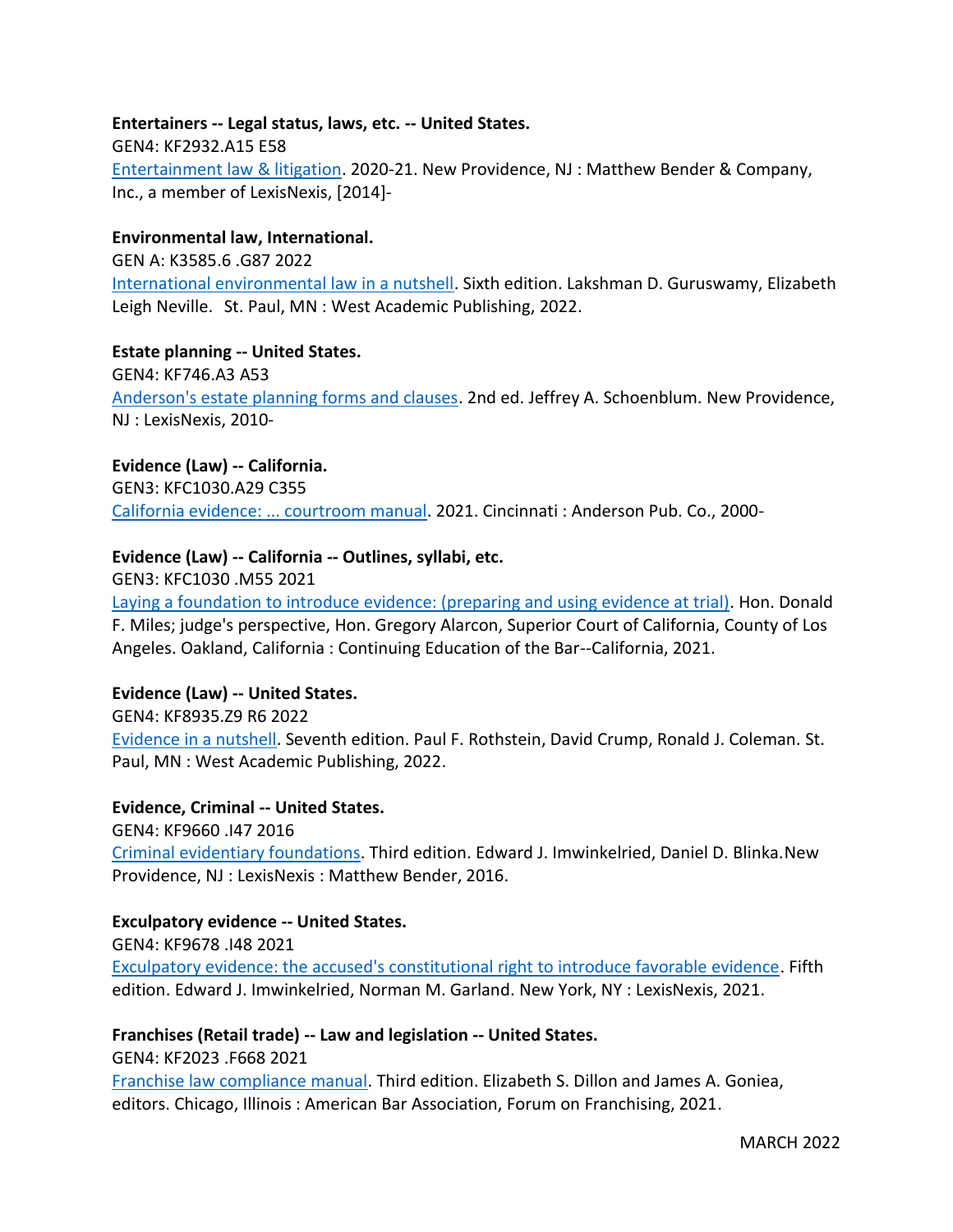**Entertainers -- Legal status, laws, etc. -- United States.**
GEN4: KF2932.A15 E58
Entertainment law & litigation. 2020-21. New Providence, NJ : Matthew Bender & Company, Inc., a member of LexisNexis, [2014]-

**Environmental law, International.**
GEN A: K3585.6 .G87 2022
International environmental law in a nutshell. Sixth edition. Lakshman D. Guruswamy, Elizabeth Leigh Neville. St. Paul, MN : West Academic Publishing, 2022.

**Estate planning -- United States.**
GEN4: KF746.A3 A53
Anderson's estate planning forms and clauses. 2nd ed. Jeffrey A. Schoenblum. New Providence, NJ : LexisNexis, 2010-

**Evidence (Law) -- California.**
GEN3: KFC1030.A29 C355
California evidence: ... courtroom manual. 2021. Cincinnati : Anderson Pub. Co., 2000-

**Evidence (Law) -- California -- Outlines, syllabi, etc.**
GEN3: KFC1030 .M55 2021
Laying a foundation to introduce evidence: (preparing and using evidence at trial). Hon. Donald F. Miles; judge's perspective, Hon. Gregory Alarcon, Superior Court of California, County of Los Angeles. Oakland, California : Continuing Education of the Bar--California, 2021.

**Evidence (Law) -- United States.**
GEN4: KF8935.Z9 R6 2022
Evidence in a nutshell. Seventh edition. Paul F. Rothstein, David Crump, Ronald J. Coleman. St. Paul, MN : West Academic Publishing, 2022.

**Evidence, Criminal -- United States.**
GEN4: KF9660 .I47 2016
Criminal evidentiary foundations. Third edition. Edward J. Imwinkelried, Daniel D. Blinka.New Providence, NJ : LexisNexis : Matthew Bender, 2016.

**Exculpatory evidence -- United States.**
GEN4: KF9678 .I48 2021
Exculpatory evidence: the accused's constitutional right to introduce favorable evidence. Fifth edition. Edward J. Imwinkelried, Norman M. Garland. New York, NY : LexisNexis, 2021.

**Franchises (Retail trade) -- Law and legislation -- United States.**
GEN4: KF2023 .F668 2021
Franchise law compliance manual. Third edition. Elizabeth S. Dillon and James A. Goniea, editors. Chicago, Illinois : American Bar Association, Forum on Franchising, 2021.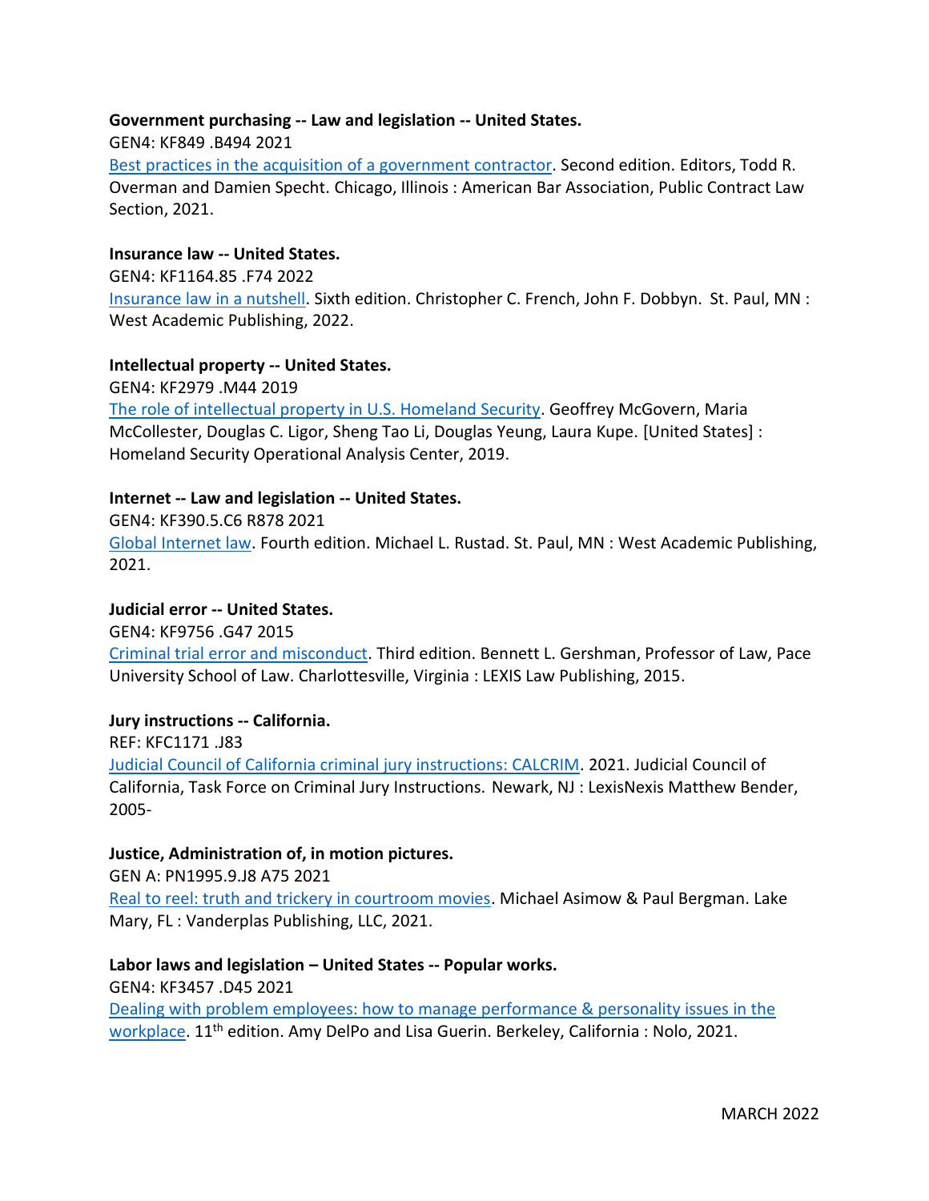**Government purchasing -- Law and legislation -- United States.**

GEN4: KF849 .B494 2021

Best practices in the acquisition of a government contractor. Second edition. Editors, Todd R. Overman and Damien Specht. Chicago, Illinois : American Bar Association, Public Contract Law Section, 2021.

**Insurance law -- United States.**

GEN4: KF1164.85 .F74 2022

Insurance law in a nutshell. Sixth edition. Christopher C. French, John F. Dobbyn. St. Paul, MN : West Academic Publishing, 2022.

**Intellectual property -- United States.**

GEN4: KF2979 .M44 2019

The role of intellectual property in U.S. Homeland Security. Geoffrey McGovern, Maria McCollester, Douglas C. Ligor, Sheng Tao Li, Douglas Yeung, Laura Kupe. [United States] : Homeland Security Operational Analysis Center, 2019.

**Internet -- Law and legislation -- United States.**

GEN4: KF390.5.C6 R878 2021

Global Internet law. Fourth edition. Michael L. Rustad. St. Paul, MN : West Academic Publishing, 2021.

**Judicial error -- United States.**

GEN4: KF9756 .G47 2015

Criminal trial error and misconduct. Third edition. Bennett L. Gershman, Professor of Law, Pace University School of Law. Charlottesville, Virginia : LEXIS Law Publishing, 2015.

**Jury instructions -- California.**

REF: KFC1171 .J83

Judicial Council of California criminal jury instructions: CALCRIM. 2021. Judicial Council of California, Task Force on Criminal Jury Instructions. Newark, NJ : LexisNexis Matthew Bender, 2005-

**Justice, Administration of, in motion pictures.**

GEN A: PN1995.9.J8 A75 2021

Real to reel: truth and trickery in courtroom movies. Michael Asimow & Paul Bergman. Lake Mary, FL : Vanderplas Publishing, LLC, 2021.

**Labor laws and legislation – United States -- Popular works.**

GEN4: KF3457 .D45 2021

Dealing with problem employees: how to manage performance & personality issues in the workplace. 11th edition. Amy DelPo and Lisa Guerin. Berkeley, California : Nolo, 2021.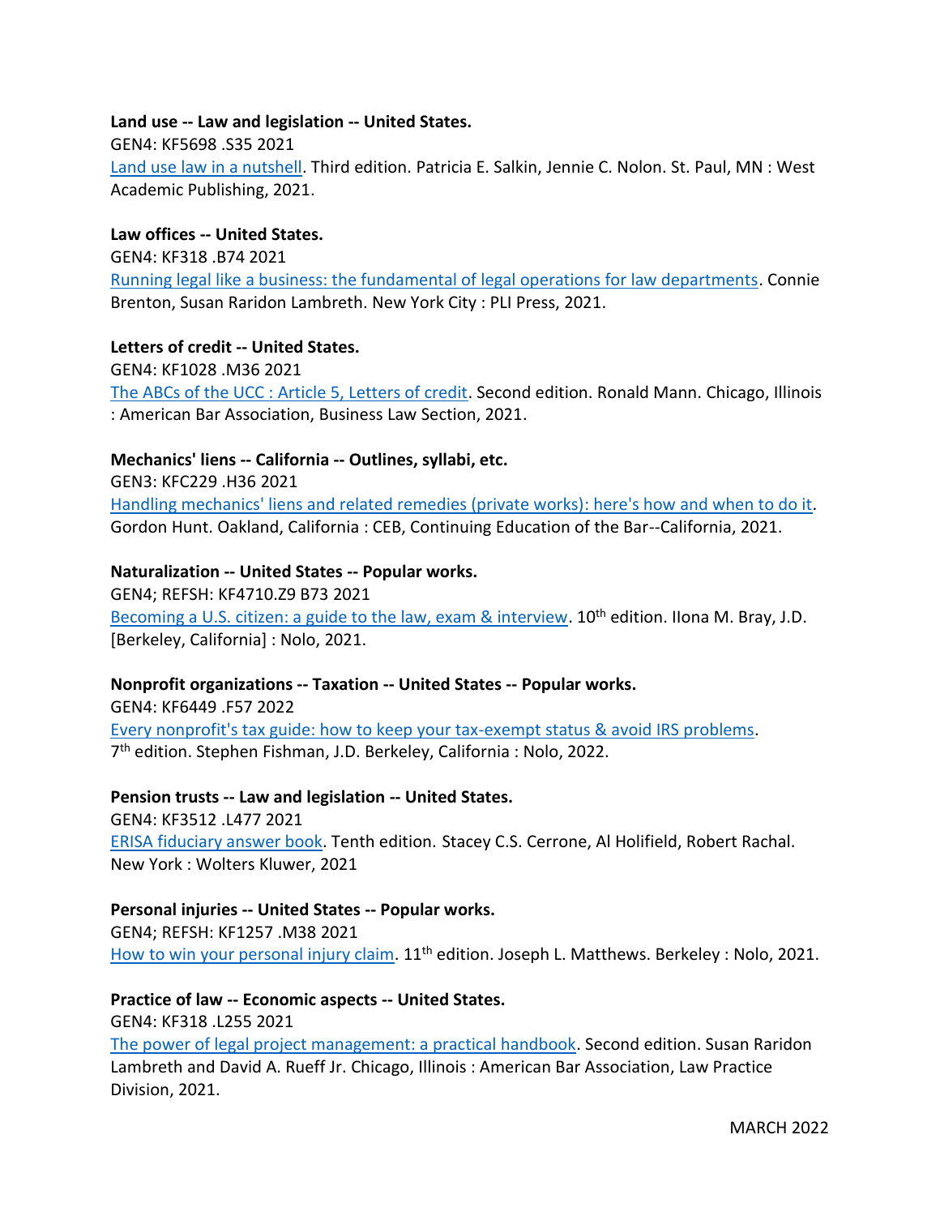**Land use -- Law and legislation -- United States.**
GEN4: KF5698 .S35 2021
Land use law in a nutshell. Third edition. Patricia E. Salkin, Jennie C. Nolon. St. Paul, MN : West Academic Publishing, 2021.

**Law offices -- United States.**
GEN4: KF318 .B74 2021
Running legal like a business: the fundamental of legal operations for law departments. Connie Brenton, Susan Raridon Lambreth. New York City : PLI Press, 2021.

**Letters of credit -- United States.**
GEN4: KF1028 .M36 2021
The ABCs of the UCC : Article 5, Letters of credit. Second edition. Ronald Mann. Chicago, Illinois : American Bar Association, Business Law Section, 2021.

**Mechanics' liens -- California -- Outlines, syllabi, etc.**
GEN3: KFC229 .H36 2021
Handling mechanics' liens and related remedies (private works): here's how and when to do it. Gordon Hunt. Oakland, California : CEB, Continuing Education of the Bar--California, 2021.

**Naturalization -- United States -- Popular works.**
GEN4; REFSH: KF4710.Z9 B73 2021
Becoming a U.S. citizen: a guide to the law, exam & interview. 10th edition. Ilona M. Bray, J.D. [Berkeley, California] : Nolo, 2021.

**Nonprofit organizations -- Taxation -- United States -- Popular works.**
GEN4: KF6449 .F57 2022
Every nonprofit's tax guide: how to keep your tax-exempt status & avoid IRS problems. 7th edition. Stephen Fishman, J.D. Berkeley, California : Nolo, 2022.

**Pension trusts -- Law and legislation -- United States.**
GEN4: KF3512 .L477 2021
ERISA fiduciary answer book. Tenth edition. Stacey C.S. Cerrone, Al Holifield, Robert Rachal. New York : Wolters Kluwer, 2021

**Personal injuries -- United States -- Popular works.**
GEN4; REFSH: KF1257 .M38 2021
How to win your personal injury claim. 11th edition. Joseph L. Matthews. Berkeley : Nolo, 2021.

**Practice of law -- Economic aspects -- United States.**
GEN4: KF318 .L255 2021
The power of legal project management: a practical handbook. Second edition. Susan Raridon Lambreth and David A. Rueff Jr. Chicago, Illinois : American Bar Association, Law Practice Division, 2021.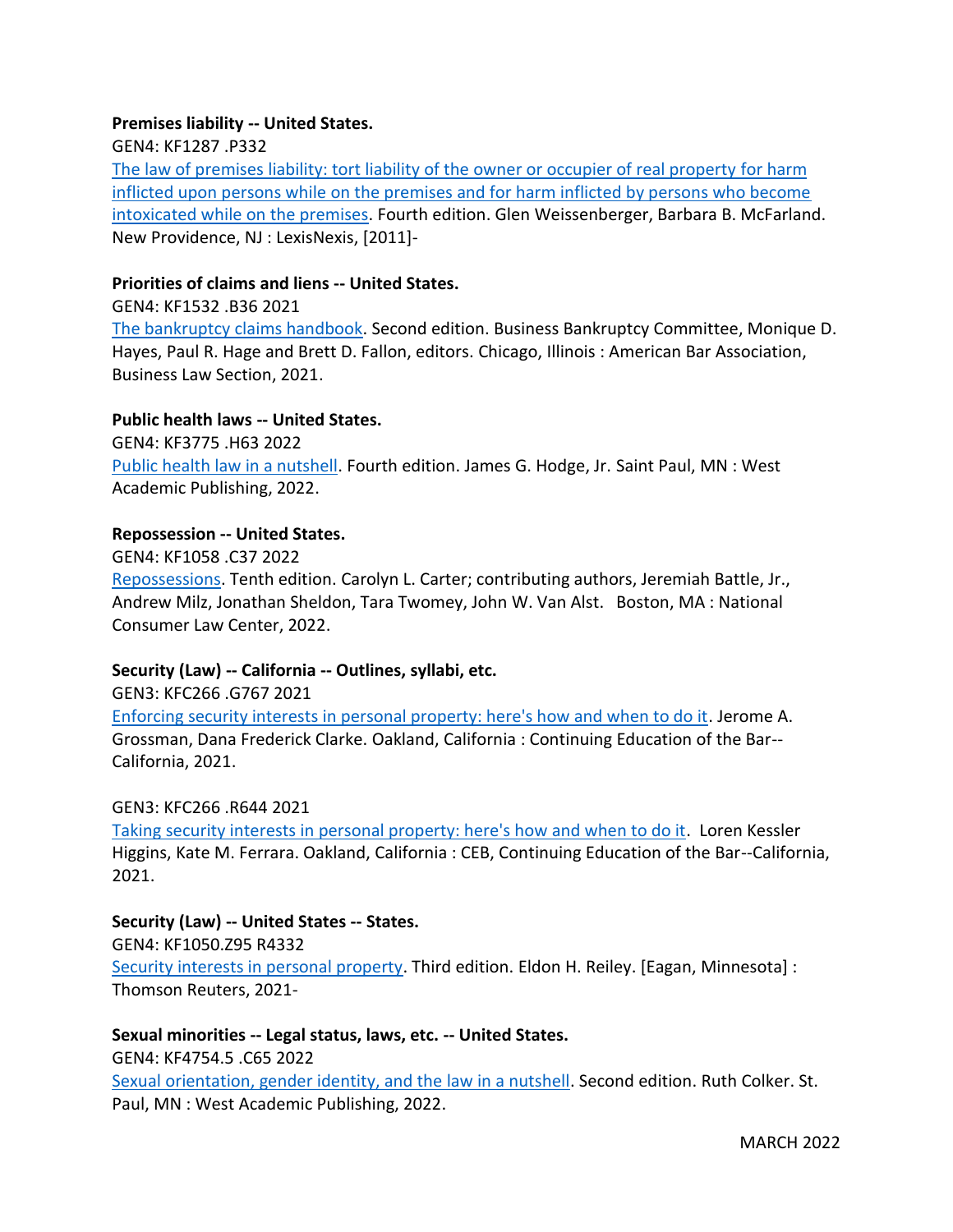**Premises liability -- United States.**

GEN4: KF1287 .P332

The law of premises liability: tort liability of the owner or occupier of real property for harm inflicted upon persons while on the premises and for harm inflicted by persons who become intoxicated while on the premises. Fourth edition. Glen Weissenberger, Barbara B. McFarland. New Providence, NJ : LexisNexis, [2011]-

**Priorities of claims and liens -- United States.**

GEN4: KF1532 .B36 2021

The bankruptcy claims handbook. Second edition. Business Bankruptcy Committee, Monique D. Hayes, Paul R. Hage and Brett D. Fallon, editors. Chicago, Illinois : American Bar Association, Business Law Section, 2021.

**Public health laws -- United States.**

GEN4: KF3775 .H63 2022

Public health law in a nutshell. Fourth edition. James G. Hodge, Jr. Saint Paul, MN : West Academic Publishing, 2022.

**Repossession -- United States.**

GEN4: KF1058 .C37 2022

Repossessions. Tenth edition. Carolyn L. Carter; contributing authors, Jeremiah Battle, Jr., Andrew Milz, Jonathan Sheldon, Tara Twomey, John W. Van Alst. Boston, MA : National Consumer Law Center, 2022.

**Security (Law) -- California -- Outlines, syllabi, etc.**

GEN3: KFC266 .G767 2021

Enforcing security interests in personal property: here's how and when to do it. Jerome A. Grossman, Dana Frederick Clarke. Oakland, California : Continuing Education of the Bar--California, 2021.

GEN3: KFC266 .R644 2021

Taking security interests in personal property: here's how and when to do it. Loren Kessler Higgins, Kate M. Ferrara. Oakland, California : CEB, Continuing Education of the Bar--California, 2021.

**Security (Law) -- United States -- States.**

GEN4: KF1050.Z95 R4332

Security interests in personal property. Third edition. Eldon H. Reiley. [Eagan, Minnesota] : Thomson Reuters, 2021-

**Sexual minorities -- Legal status, laws, etc. -- United States.**

GEN4: KF4754.5 .C65 2022

Sexual orientation, gender identity, and the law in a nutshell. Second edition. Ruth Colker. St. Paul, MN : West Academic Publishing, 2022.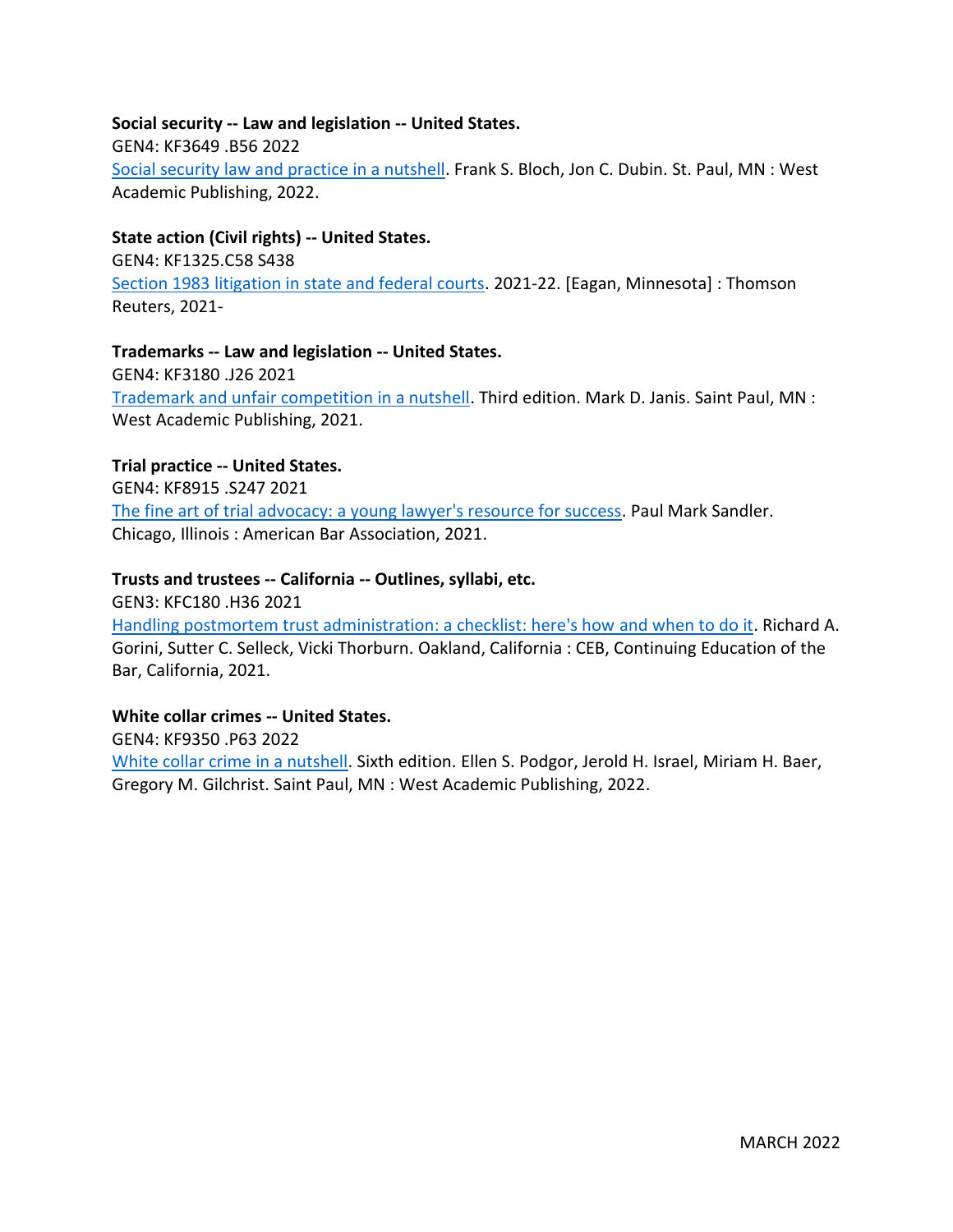**Social security -- Law and legislation -- United States.**
GEN4: KF3649 .B56 2022
Social security law and practice in a nutshell. Frank S. Bloch, Jon C. Dubin. St. Paul, MN : West Academic Publishing, 2022.

**State action (Civil rights) -- United States.**
GEN4: KF1325.C58 S438
Section 1983 litigation in state and federal courts. 2021-22. [Eagan, Minnesota] : Thomson Reuters, 2021-

**Trademarks -- Law and legislation -- United States.**
GEN4: KF3180 .J26 2021
Trademark and unfair competition in a nutshell. Third edition. Mark D. Janis. Saint Paul, MN : West Academic Publishing, 2021.

**Trial practice -- United States.**
GEN4: KF8915 .S247 2021
The fine art of trial advocacy: a young lawyer's resource for success. Paul Mark Sandler. Chicago, Illinois : American Bar Association, 2021.

**Trusts and trustees -- California -- Outlines, syllabi, etc.**
GEN3: KFC180 .H36 2021
Handling postmortem trust administration: a checklist: here's how and when to do it. Richard A. Gorini, Sutter C. Selleck, Vicki Thorburn. Oakland, California : CEB, Continuing Education of the Bar, California, 2021.

**White collar crimes -- United States.**
GEN4: KF9350 .P63 2022
White collar crime in a nutshell. Sixth edition. Ellen S. Podgor, Jerold H. Israel, Miriam H. Baer, Gregory M. Gilchrist. Saint Paul, MN : West Academic Publishing, 2022.

MARCH 2022